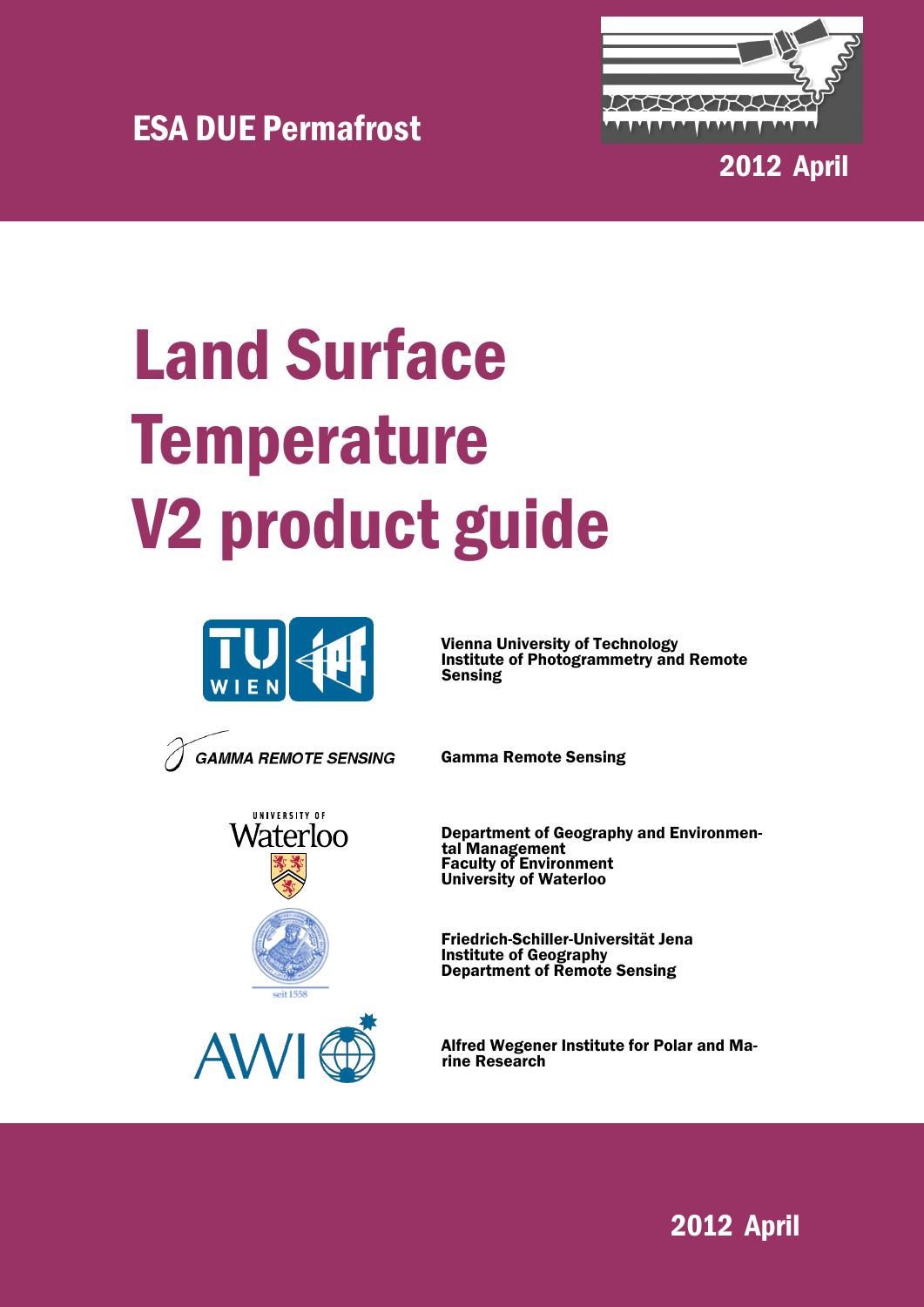ESA DUE Permafrost

2012 April

# Land Surface Temperature V2 product guide

**Vienna University of Technology**
**Institute of Photogrammetry and Remote Sensing**

**Gamma Remote Sensing**

**Department of Geography and Environmental Management**
**Faculty of Environment**
**University of Waterloo**

**Friedrich-Schiller-Universität Jena**
**Institute of Geography**
**Department of Remote Sensing**

**Alfred Wegener Institute for Polar and Marine Research**

2012 April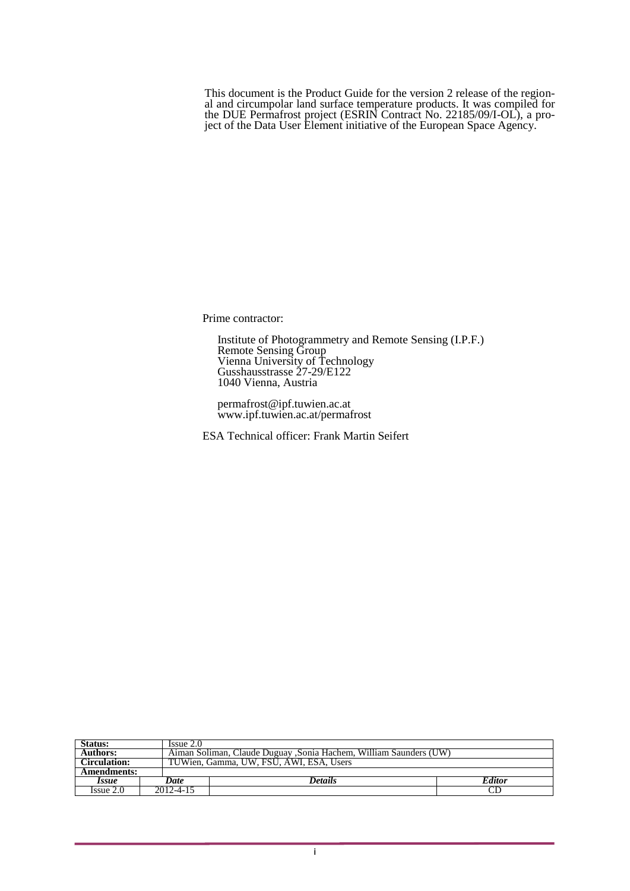This document is the Product Guide for the version 2 release of the regional and circumpolar land surface temperature products. It was compiled for the DUE Permafrost project (ESRIN Contract No. 22185/09/I-OL), a project of the Data User Element initiative of the European Space Agency.

Prime contractor:

Institute of Photogrammetry and Remote Sensing (I.P.F.)
Remote Sensing Group
Vienna University of Technology
Gusshausstrasse 27-29/E122
1040 Vienna, Austria

permafrost@ipf.tuwien.ac.at
www.ipf.tuwien.ac.at/permafrost

ESA Technical officer: Frank Martin Seifert

| | | | |
|---|---|---|---|
| **Status:** | Issue 2.0 | | |
| **Authors:** | Aiman Soliman, Claude Duguay ,Sonia Hachem, William Saunders (UW) | | |
| **Circulation:** | TUWien, Gamma, UW, FSU, AWI, ESA, Users | | |
| **Amendments:** | | | |
| ***Issue*** | ***Date*** | ***Details*** | ***Editor*** |
| Issue 2.0 | 2012-4-15 | | CD |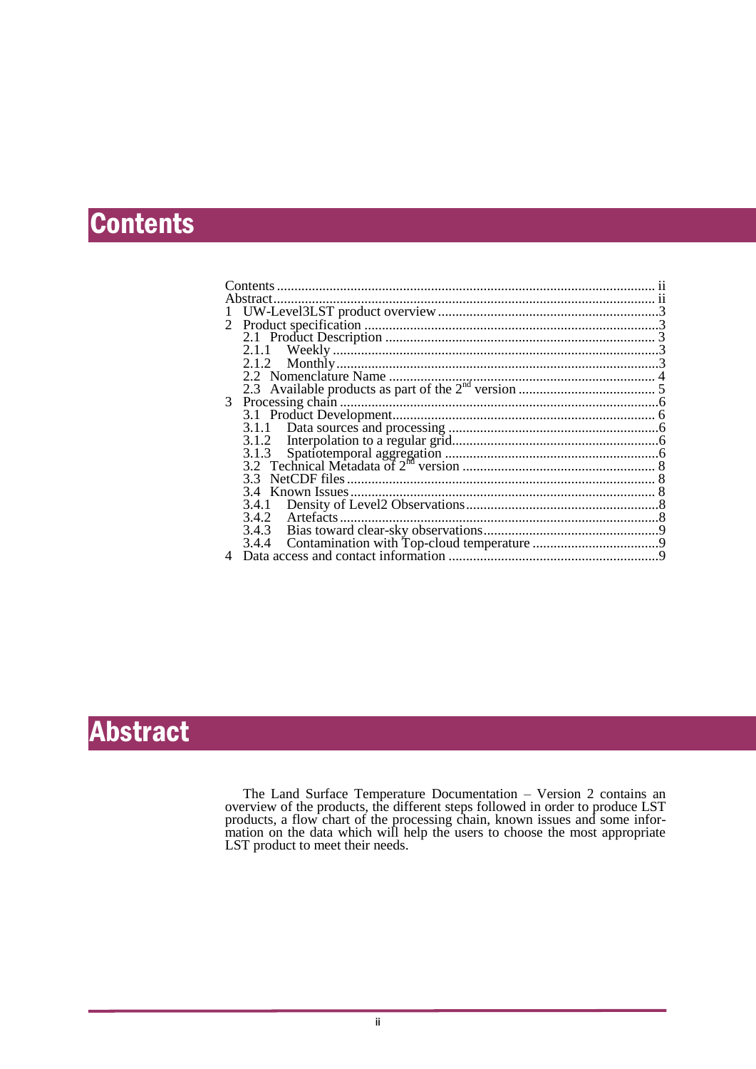# Contents

Contents ........................................................................................................ ii
Abstract.......................................................................................................... ii
1 UW-Level3LST product overview ..............................................................3
2 Product specification ...................................................................................3
 2.1 Product Description ............................................................................ 3
 2.1.1 Weekly ...........................................................................................3
 2.1.2 Monthly ..........................................................................................3
 2.2 Nomenclature Name ........................................................................... 4
 2.3 Available products as part of the 2nd version ....................................... 5
3 Processing chain ..........................................................................................6
 3.1 Product Development.......................................................................... 6
 3.1.1 Data sources and processing ...........................................................6
 3.1.2 Interpolation to a regular grid..........................................................6
 3.1.3 Spatiotemporal aggregation ............................................................6
 3.2 Technical Metadata of 2nd version ....................................................... 8
 3.3 NetCDF files ....................................................................................... 8
 3.4 Known Issues ...................................................................................... 8
 3.4.1 Density of Level2 Observations......................................................8
 3.4.2 Artefacts .........................................................................................8
 3.4.3 Bias toward clear-sky observations.................................................9
 3.4.4 Contamination with Top-cloud temperature ...................................9
4 Data access and contact information ...........................................................9

# Abstract

The Land Surface Temperature Documentation – Version 2 contains an overview of the products, the different steps followed in order to produce LST products, a flow chart of the processing chain, known issues and some information on the data which will help the users to choose the most appropriate LST product to meet their needs.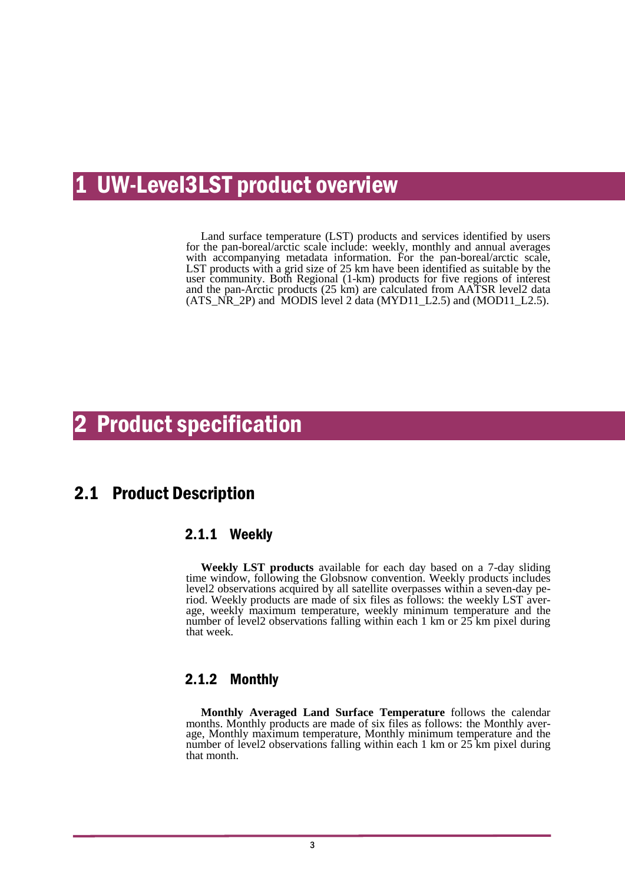# 1 UW-Level3LST product overview

Land surface temperature (LST) products and services identified by users for the pan-boreal/arctic scale include: weekly, monthly and annual averages with accompanying metadata information. For the pan-boreal/arctic scale, LST products with a grid size of 25 km have been identified as suitable by the user community. Both Regional (1-km) products for five regions of interest and the pan-Arctic products (25 km) are calculated from AATSR level2 data (ATS_NR_2P) and MODIS level 2 data (MYD11_L2.5) and (MOD11_L2.5).

# 2 Product specification

## 2.1 Product Description

### 2.1.1 Weekly

**Weekly LST products** available for each day based on a 7-day sliding time window, following the Globsnow convention. Weekly products includes level2 observations acquired by all satellite overpasses within a seven-day period. Weekly products are made of six files as follows: the weekly LST average, weekly maximum temperature, weekly minimum temperature and the number of level2 observations falling within each 1 km or 25 km pixel during that week.

### 2.1.2 Monthly

**Monthly Averaged Land Surface Temperature** follows the calendar months. Monthly products are made of six files as follows: the Monthly average, Monthly maximum temperature, Monthly minimum temperature and the number of level2 observations falling within each 1 km or 25 km pixel during that month.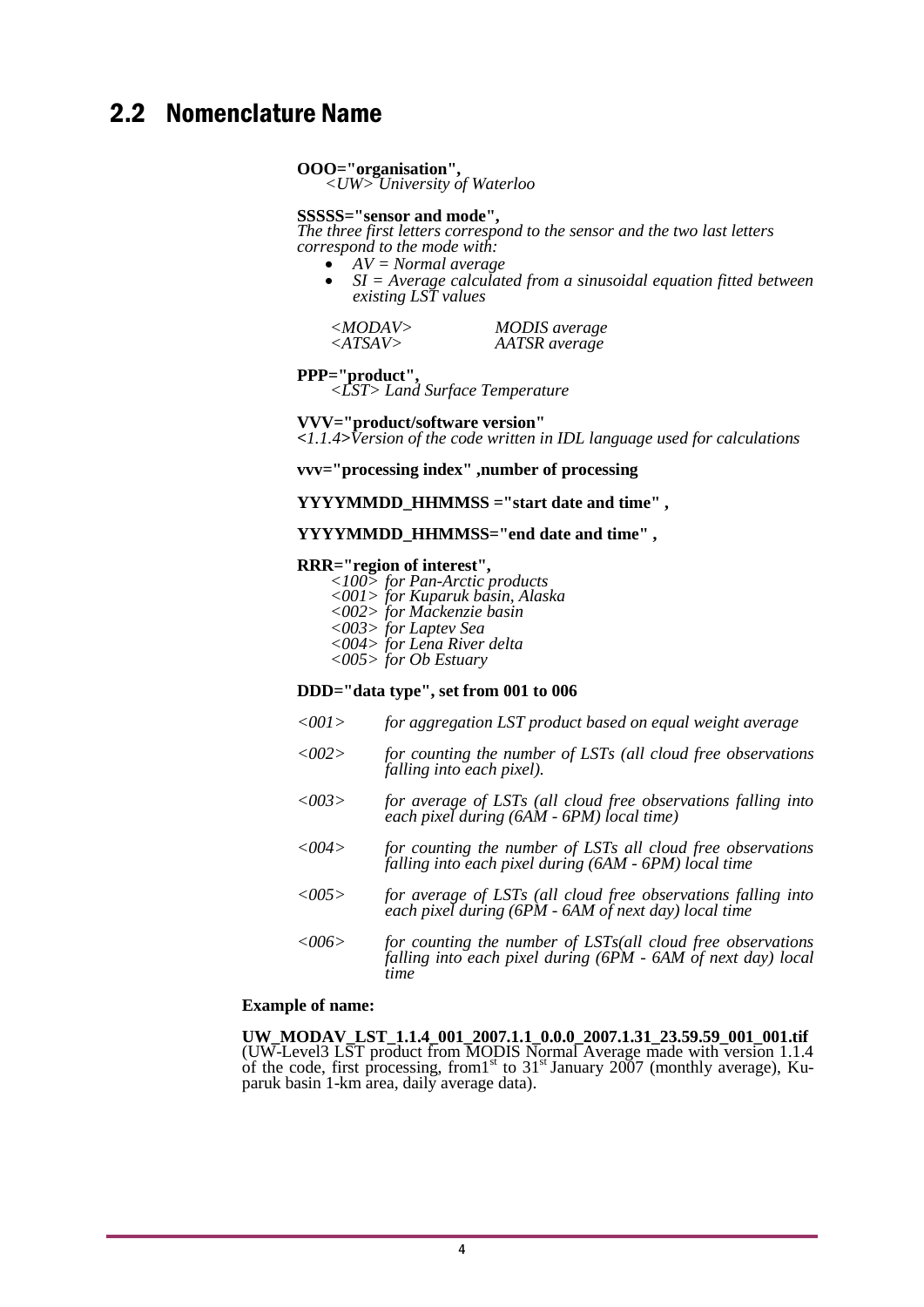## 2.2 Nomenclature Name

**OOO="organisation",**
*<UW> University of Waterloo*

**SSSSS="sensor and mode",**
*The three first letters correspond to the sensor and the two last letters correspond to the mode with:*

- *AV = Normal average*
- *SI = Average calculated from a sinusoidal equation fitted between existing LST values*

| | |
|---|---|
| *<MODAV>* | *MODIS average* |
| *<ATSAV>* | *AATSR average* |

**PPP="product",**
*<LST> Land Surface Temperature*

**VVV="product/software version"**
**<***1.1.4***>***Version of the code written in IDL language used for calculations*

**vvv="processing index" ,number of processing**

**YYYYMMDD_HHMMSS ="start date and time" ,**

**YYYYMMDD_HHMMSS="end date and time" ,**

**RRR="region of interest",**
*<100> for Pan-Arctic products*
*<001> for Kuparuk basin, Alaska*
*<002> for Mackenzie basin*
*<003> for Laptev Sea*
*<004> for Lena River delta*
*<005> for Ob Estuary*

**DDD="data type", set from 001 to 006**

| | |
|---|---|
| *<001>* | *for aggregation LST product based on equal weight average* |
| *<002>* | *for counting the number of LSTs (all cloud free observations falling into each pixel).* |
| *<003>* | *for average of LSTs (all cloud free observations falling into each pixel during (6AM - 6PM) local time)* |
| *<004>* | *for counting the number of LSTs all cloud free observations falling into each pixel during (6AM - 6PM) local time* |
| *<005>* | *for average of LSTs (all cloud free observations falling into each pixel during (6PM - 6AM of next day) local time* |
| *<006>* | *for counting the number of LSTs(all cloud free observations falling into each pixel during (6PM - 6AM of next day) local time* |

**Example of name:**

**UW_MODAV_LST_1.1.4_001_2007.1.1_0.0.0_2007.1.31_23.59.59_001_001.tif**
(UW-Level3 LST product from MODIS Normal Average made with version 1.1.4 of the code, first processing, from1st to 31st January 2007 (monthly average), Kuparuk basin 1-km area, daily average data).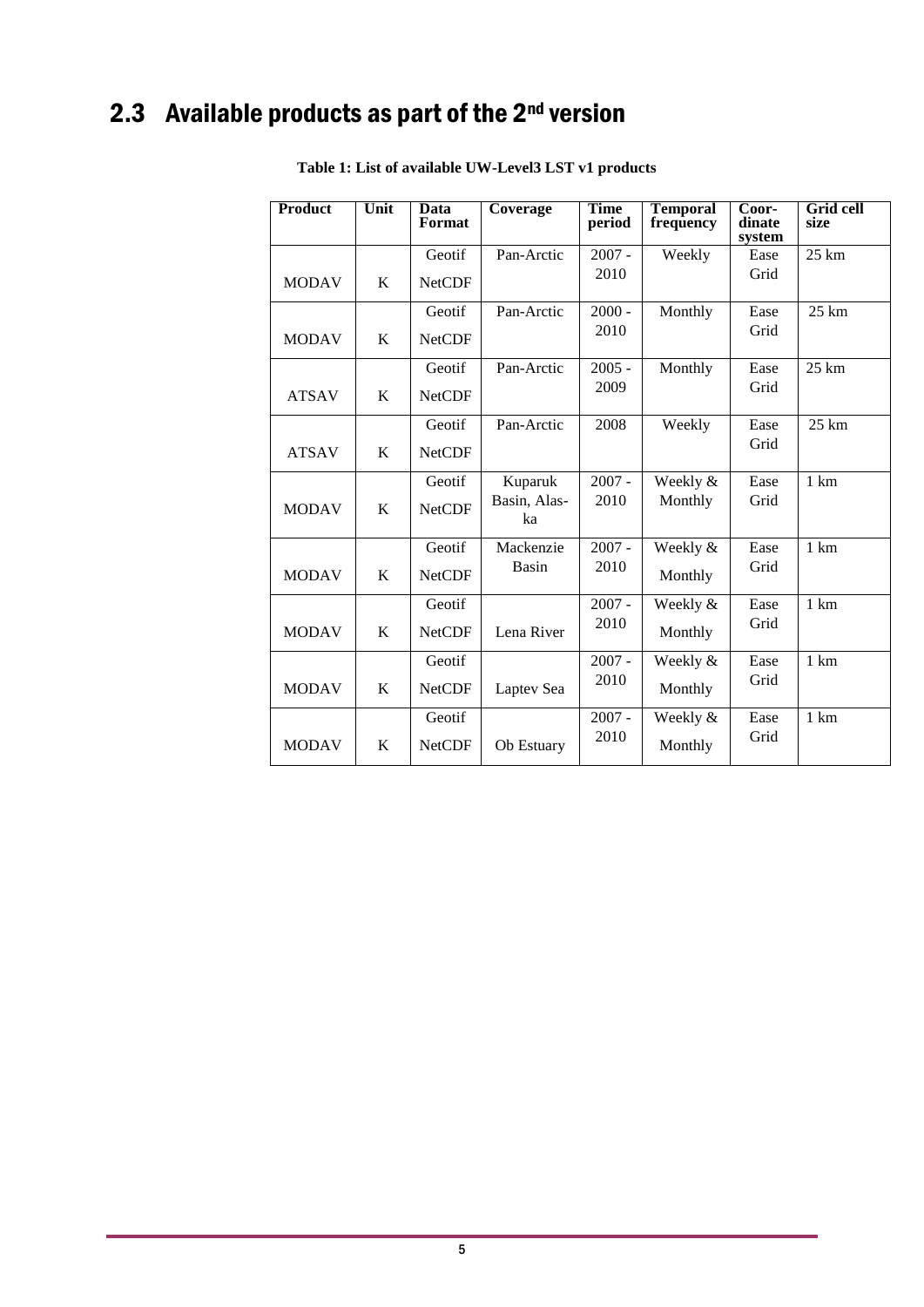## 2.3 Available products as part of the 2$^{nd}$ version

**Table 1: List of available UW-Level3 LST v1 products**

| Product | Unit | Data Format | Coverage | Time period | Temporal frequency | Coor-dinate system | Grid cell size |
|---|---|---|---|---|---|---|---|
| MODAV | K | Geotif NetCDF | Pan-Arctic | 2007 - 2010 | Weekly | Ease Grid | 25 km |
| MODAV | K | Geotif NetCDF | Pan-Arctic | 2000 - 2010 | Monthly | Ease Grid | 25 km |
| ATSAV | K | Geotif NetCDF | Pan-Arctic | 2005 - 2009 | Monthly | Ease Grid | 25 km |
| ATSAV | K | Geotif NetCDF | Pan-Arctic | 2008 | Weekly | Ease Grid | 25 km |
| MODAV | K | Geotif NetCDF | Kuparuk Basin, Alas-ka | 2007 - 2010 | Weekly & Monthly | Ease Grid | 1 km |
| MODAV | K | Geotif NetCDF | Mackenzie Basin | 2007 - 2010 | Weekly & Monthly | Ease Grid | 1 km |
| MODAV | K | Geotif NetCDF | Lena River | 2007 - 2010 | Weekly & Monthly | Ease Grid | 1 km |
| MODAV | K | Geotif NetCDF | Laptev Sea | 2007 - 2010 | Weekly & Monthly | Ease Grid | 1 km |
| MODAV | K | Geotif NetCDF | Ob Estuary | 2007 - 2010 | Weekly & Monthly | Ease Grid | 1 km |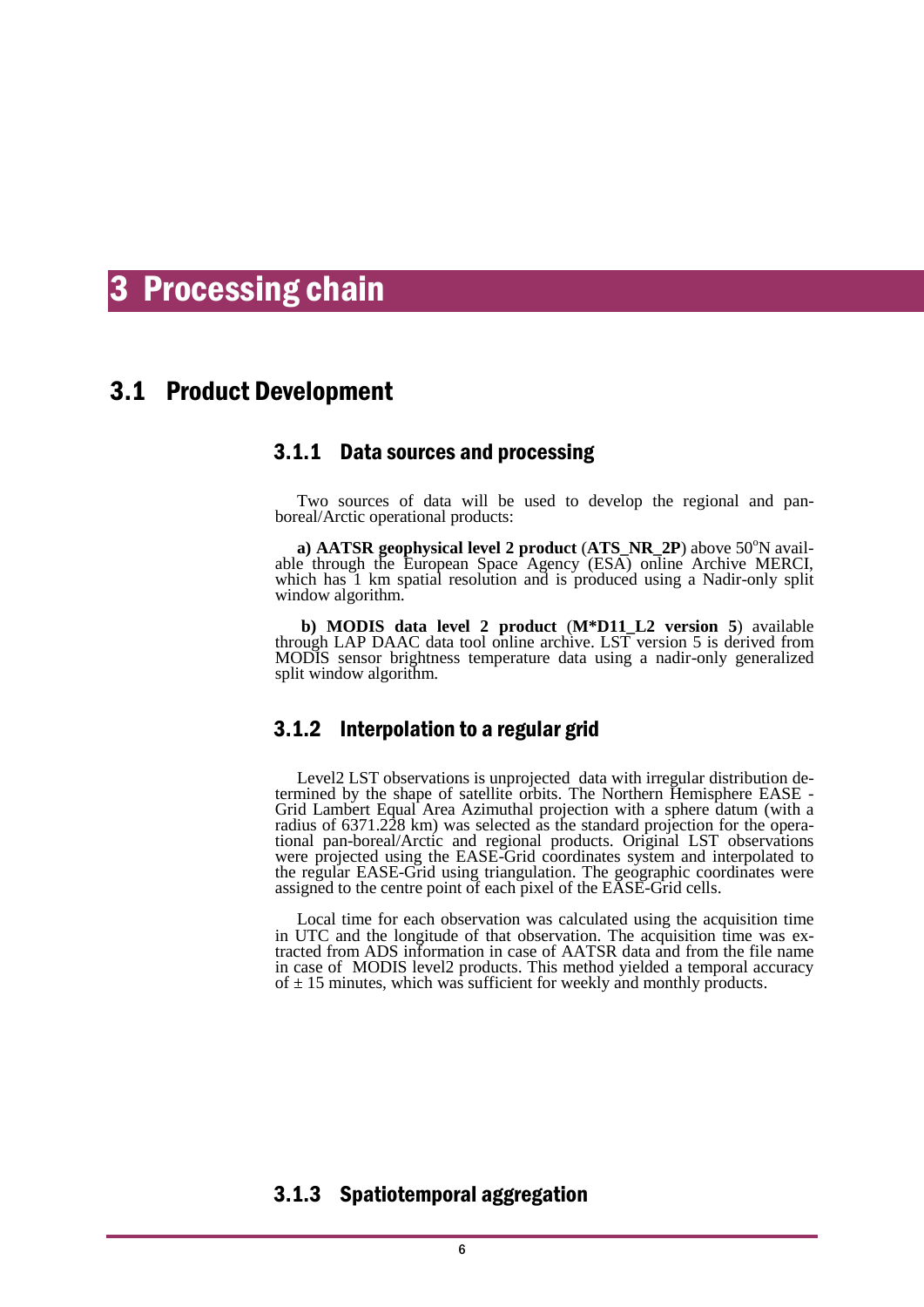# 3 Processing chain

## 3.1 Product Development

### 3.1.1 Data sources and processing

Two sources of data will be used to develop the regional and pan-boreal/Arctic operational products:

**a) AATSR geophysical level 2 product** (**ATS_NR_2P**) above 50°N available through the European Space Agency (ESA) online Archive MERCI, which has 1 km spatial resolution and is produced using a Nadir-only split window algorithm.

**b) MODIS data level 2 product** (**M*D11_L2 version 5**) available through LAP DAAC data tool online archive. LST version 5 is derived from MODIS sensor brightness temperature data using a nadir-only generalized split window algorithm.

### 3.1.2 Interpolation to a regular grid

Level2 LST observations is unprojected data with irregular distribution determined by the shape of satellite orbits. The Northern Hemisphere EASE - Grid Lambert Equal Area Azimuthal projection with a sphere datum (with a radius of 6371.228 km) was selected as the standard projection for the operational pan-boreal/Arctic and regional products. Original LST observations were projected using the EASE-Grid coordinates system and interpolated to the regular EASE-Grid using triangulation. The geographic coordinates were assigned to the centre point of each pixel of the EASE-Grid cells.

Local time for each observation was calculated using the acquisition time in UTC and the longitude of that observation. The acquisition time was extracted from ADS information in case of AATSR data and from the file name in case of MODIS level2 products. This method yielded a temporal accuracy of ± 15 minutes, which was sufficient for weekly and monthly products.

### 3.1.3 Spatiotemporal aggregation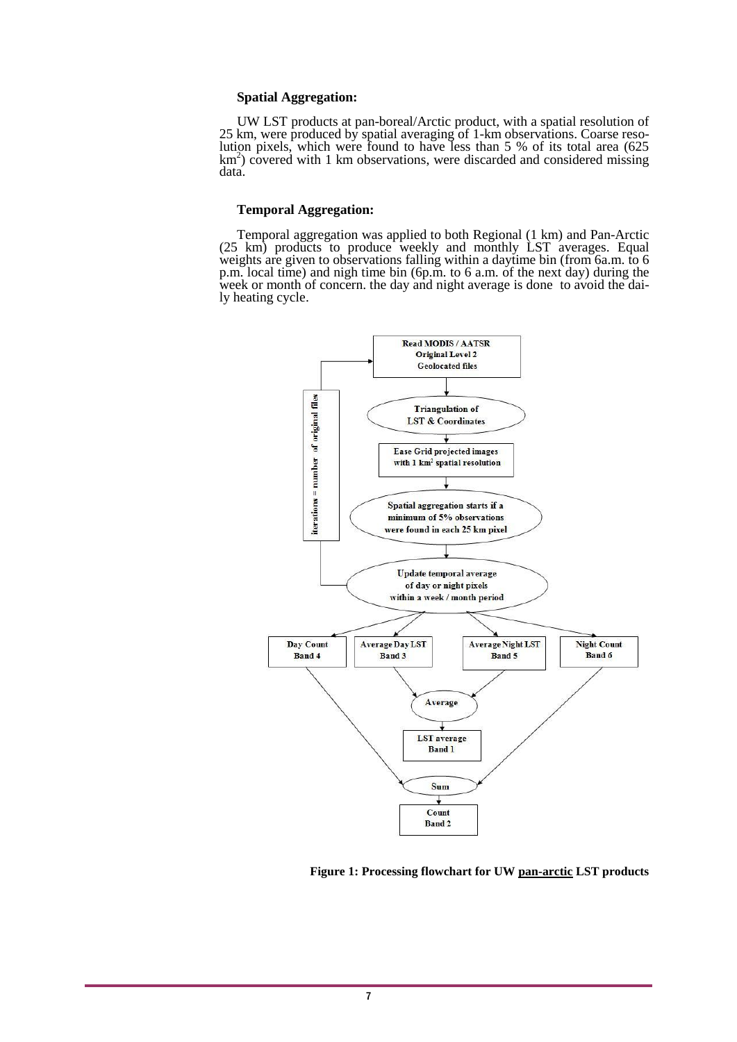### Spatial Aggregation:

UW LST products at pan-boreal/Arctic product, with a spatial resolution of 25 km, were produced by spatial averaging of 1-km observations. Coarse resolution pixels, which were found to have less than 5 % of its total area (625 $km^2$) covered with 1 km observations, were discarded and considered missing data.

### Temporal Aggregation:

Temporal aggregation was applied to both Regional (1 km) and Pan-Arctic (25 km) products to produce weekly and monthly LST averages. Equal weights are given to observations falling within a daytime bin (from 6a.m. to 6 p.m. local time) and nigh time bin (6p.m. to 6 a.m. of the next day) during the week or month of concern. the day and night average is done to avoid the daily heating cycle.

Read MODIS / AATSR Original Level 2 Geolocated files

Triangulation of LST & Coordinates

Ease Grid projected images with 1 $km^2$ spatial resolution

Spatial aggregation starts if a minimum of 5% observations were found in each 25 km pixel

Update temporal average of day or night pixels within a week / month period

iterations = number of original files

Day Count Band 4

Average Day LST Band 3

Average Night LST Band 5

Night Count Band 6

Average

LST average Band 1

Sum

Count Band 2

**Figure 1: Processing flowchart for UW pan-arctic LST products**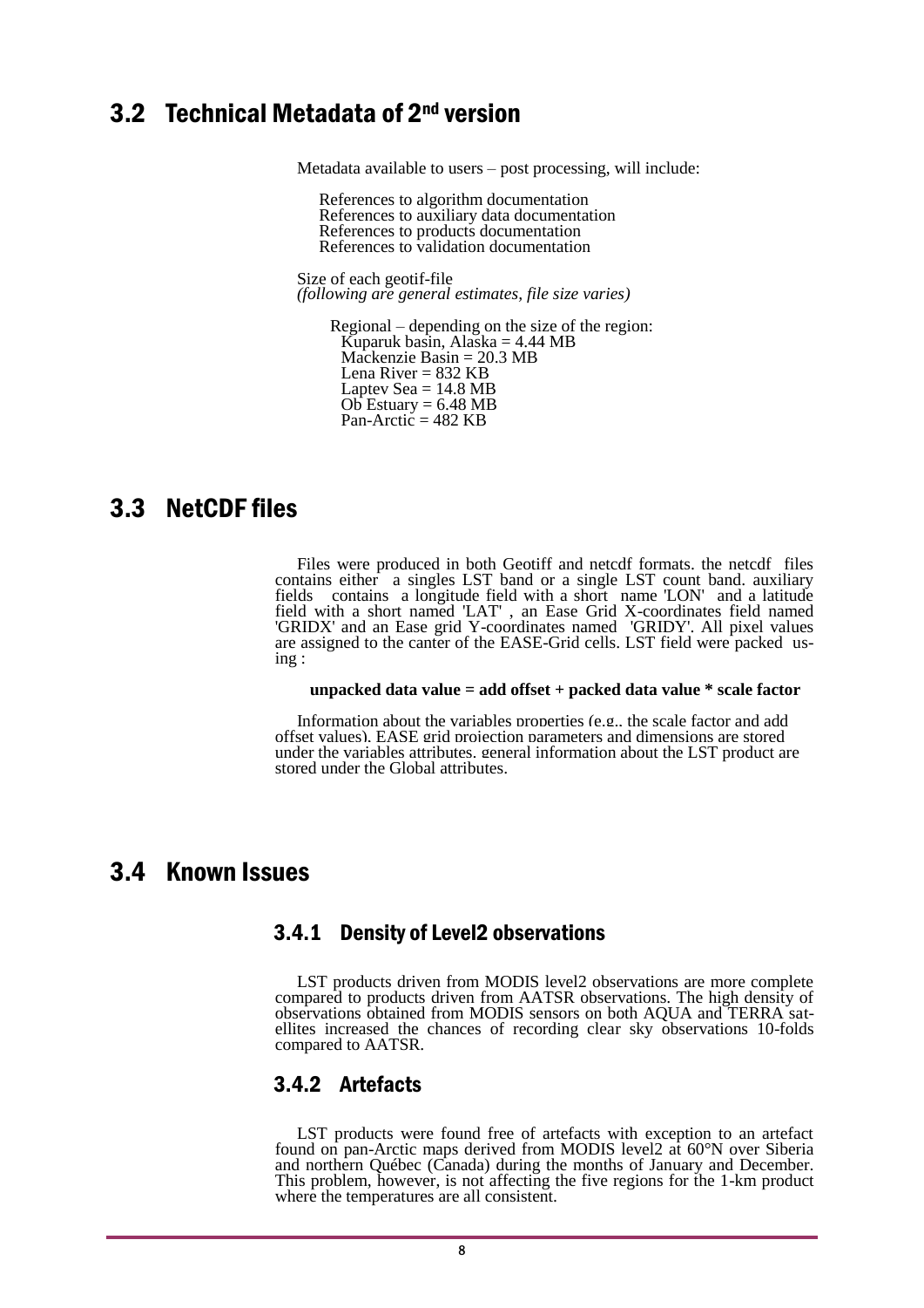## 3.2 Technical Metadata of 2nd version

Metadata available to users – post processing, will include:

References to algorithm documentation
References to auxiliary data documentation
References to products documentation
References to validation documentation

Size of each geotif-file
*(following are general estimates, file size varies)*

Regional – depending on the size of the region:
Kuparuk basin, Alaska = 4.44 MB
Mackenzie Basin = 20.3 MB
Lena River = 832 KB
Laptev Sea = 14.8 MB
Ob Estuary = 6.48 MB
Pan-Arctic = 482 KB

## 3.3 NetCDF files

Files were produced in both Geotiff and netcdf formats. the netcdf files contains either a singles LST band or a single LST count band. auxiliary fields contains a longitude field with a short name 'LON' and a latitude field with a short named 'LAT' , an Ease Grid X-coordinates field named 'GRIDX' and an Ease grid Y-coordinates named 'GRIDY'. All pixel values are assigned to the canter of the EASE-Grid cells. LST field were packed using :

**unpacked data value = add offset + packed data value * scale factor**

Information about the variables properties (e.g., the scale factor and add offset values), EASE grid projection parameters and dimensions are stored under the variables attributes. general information about the LST product are stored under the Global attributes.

## 3.4 Known Issues

### 3.4.1 Density of Level2 observations

LST products driven from MODIS level2 observations are more complete compared to products driven from AATSR observations. The high density of observations obtained from MODIS sensors on both AQUA and TERRA satellites increased the chances of recording clear sky observations 10-folds compared to AATSR.

### 3.4.2 Artefacts

LST products were found free of artefacts with exception to an artefact found on pan-Arctic maps derived from MODIS level2 at 60°N over Siberia and northern Québec (Canada) during the months of January and December. This problem, however, is not affecting the five regions for the 1-km product where the temperatures are all consistent.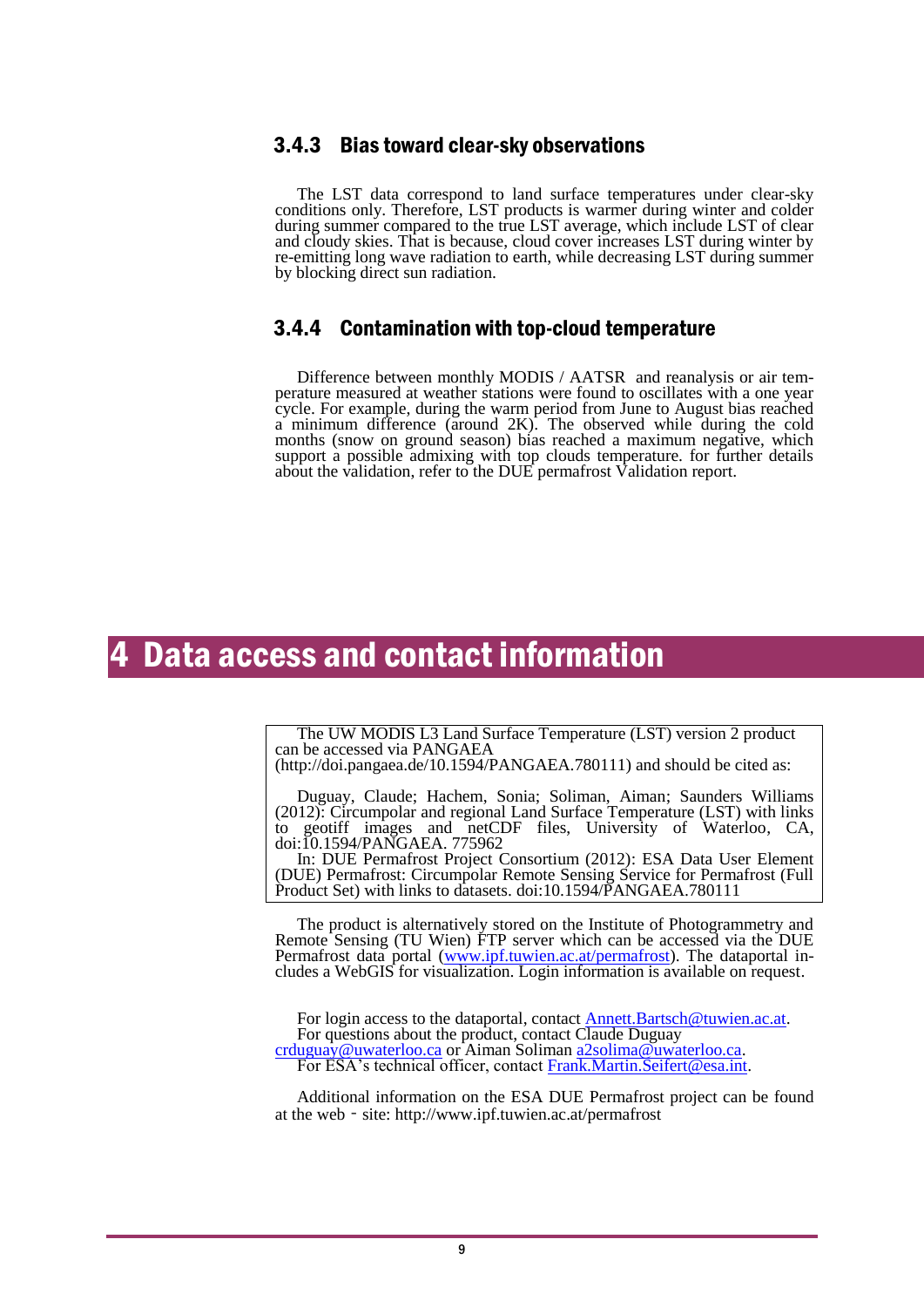### 3.4.3 Bias toward clear-sky observations

The LST data correspond to land surface temperatures under clear-sky conditions only. Therefore, LST products is warmer during winter and colder during summer compared to the true LST average, which include LST of clear and cloudy skies. That is because, cloud cover increases LST during winter by re-emitting long wave radiation to earth, while decreasing LST during summer by blocking direct sun radiation.

### 3.4.4 Contamination with top-cloud temperature

Difference between monthly MODIS / AATSR and reanalysis or air temperature measured at weather stations were found to oscillates with a one year cycle. For example, during the warm period from June to August bias reached a minimum difference (around 2K). The observed while during the cold months (snow on ground season) bias reached a maximum negative, which support a possible admixing with top clouds temperature. for further details about the validation, refer to the DUE permafrost Validation report.

# 4 Data access and contact information

The UW MODIS L3 Land Surface Temperature (LST) version 2 product can be accessed via PANGAEA (http://doi.pangaea.de/10.1594/PANGAEA.780111) and should be cited as:

Duguay, Claude; Hachem, Sonia; Soliman, Aiman; Saunders Williams (2012): Circumpolar and regional Land Surface Temperature (LST) with links to geotiff images and netCDF files, University of Waterloo, CA, doi:10.1594/PANGAEA. 775962
In: DUE Permafrost Project Consortium (2012): ESA Data User Element (DUE) Permafrost: Circumpolar Remote Sensing Service for Permafrost (Full Product Set) with links to datasets. doi:10.1594/PANGAEA.780111

The product is alternatively stored on the Institute of Photogrammetry and Remote Sensing (TU Wien) FTP server which can be accessed via the DUE Permafrost data portal (www.ipf.tuwien.ac.at/permafrost). The dataportal includes a WebGIS for visualization. Login information is available on request.

For login access to the dataportal, contact Annett.Bartsch@tuwien.ac.at.
For questions about the product, contact Claude Duguay crduguay@uwaterloo.ca or Aiman Soliman a2solima@uwaterloo.ca.
For ESA's technical officer, contact Frank.Martin.Seifert@esa.int.

Additional information on the ESA DUE Permafrost project can be found at the web - site: http://www.ipf.tuwien.ac.at/permafrost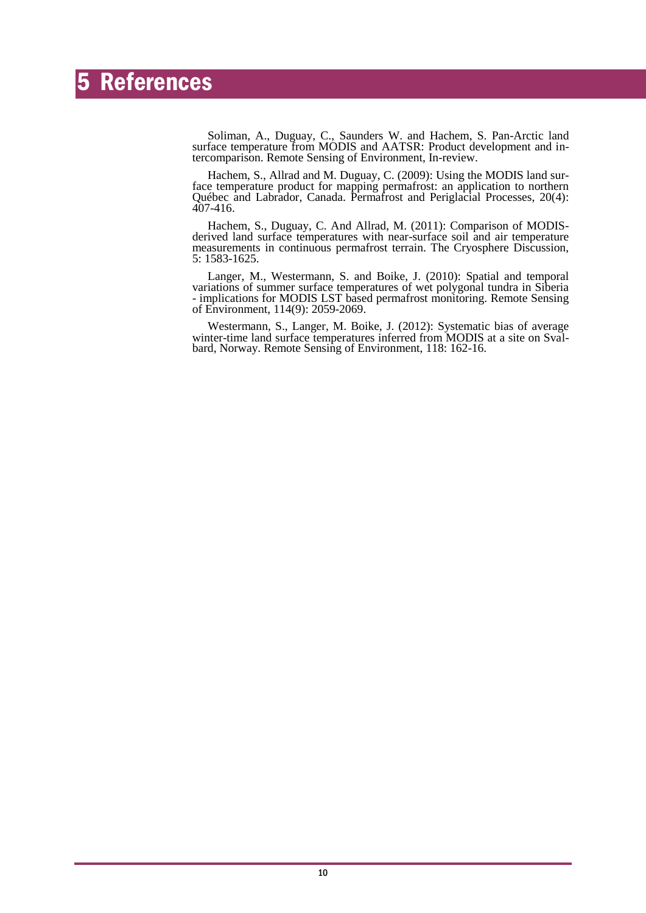# 5 References

Soliman, A., Duguay, C., Saunders W. and Hachem, S. Pan-Arctic land surface temperature from MODIS and AATSR: Product development and intercomparison. Remote Sensing of Environment, In-review.

Hachem, S., Allrad and M. Duguay, C. (2009): Using the MODIS land surface temperature product for mapping permafrost: an application to northern Québec and Labrador, Canada. Permafrost and Periglacial Processes, 20(4): 407-416.

Hachem, S., Duguay, C. And Allrad, M. (2011): Comparison of MODIS-derived land surface temperatures with near-surface soil and air temperature measurements in continuous permafrost terrain. The Cryosphere Discussion, 5: 1583-1625.

Langer, M., Westermann, S. and Boike, J. (2010): Spatial and temporal variations of summer surface temperatures of wet polygonal tundra in Siberia - implications for MODIS LST based permafrost monitoring. Remote Sensing of Environment, 114(9): 2059-2069.

Westermann, S., Langer, M. Boike, J. (2012): Systematic bias of average winter-time land surface temperatures inferred from MODIS at a site on Svalbard, Norway. Remote Sensing of Environment, 118: 162-16.